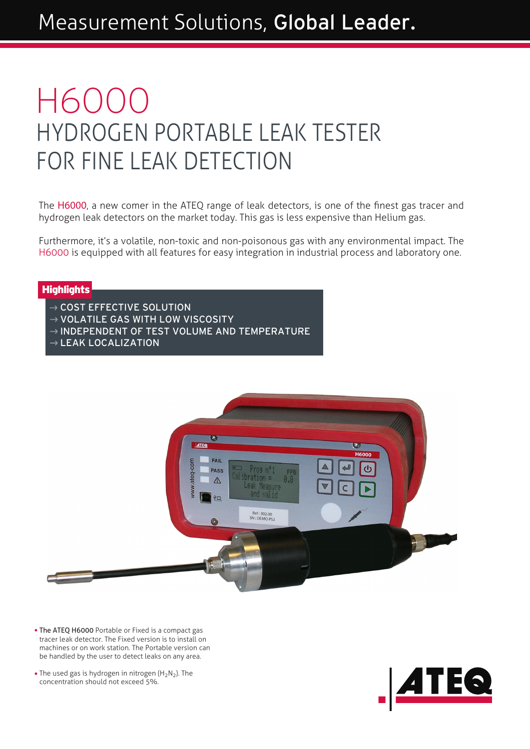Measurement Solutions, **Global Leader.**

# H6000

## HYDROGEN PORTABLE LEAK TESTER FOR FINE LEAK DETECTION

The H6000, a new comer in the ATEQ range of leak detectors, is one of the finest gas tracer and hydrogen leak detectors on the market today. This gas is less expensive than Helium gas.

Furthermore, it's a volatile, non-toxic and non-poisonous gas with any environmental impact. The H6000 is equipped with all features for easy integration in industrial process and laboratory one.

**Highlights**

- → COST EFFECTIVE SOLUTION
- → VOLATILE GAS WITH LOW VISCOSITY
- → INDEPENDENT OF TEST VOLUME AND TEMPERATURE
- → LEAK LOCALIZATION

- **The ATEQ H6000** Portable or Fixed is a compact gas tracer leak detector. The Fixed version is to install on machines or on work station. The Portable version can be handled by the user to detect leaks on any area.
- The used gas is hydrogen in nitrogen ($H_2N_2$). The concentration should not exceed 5%.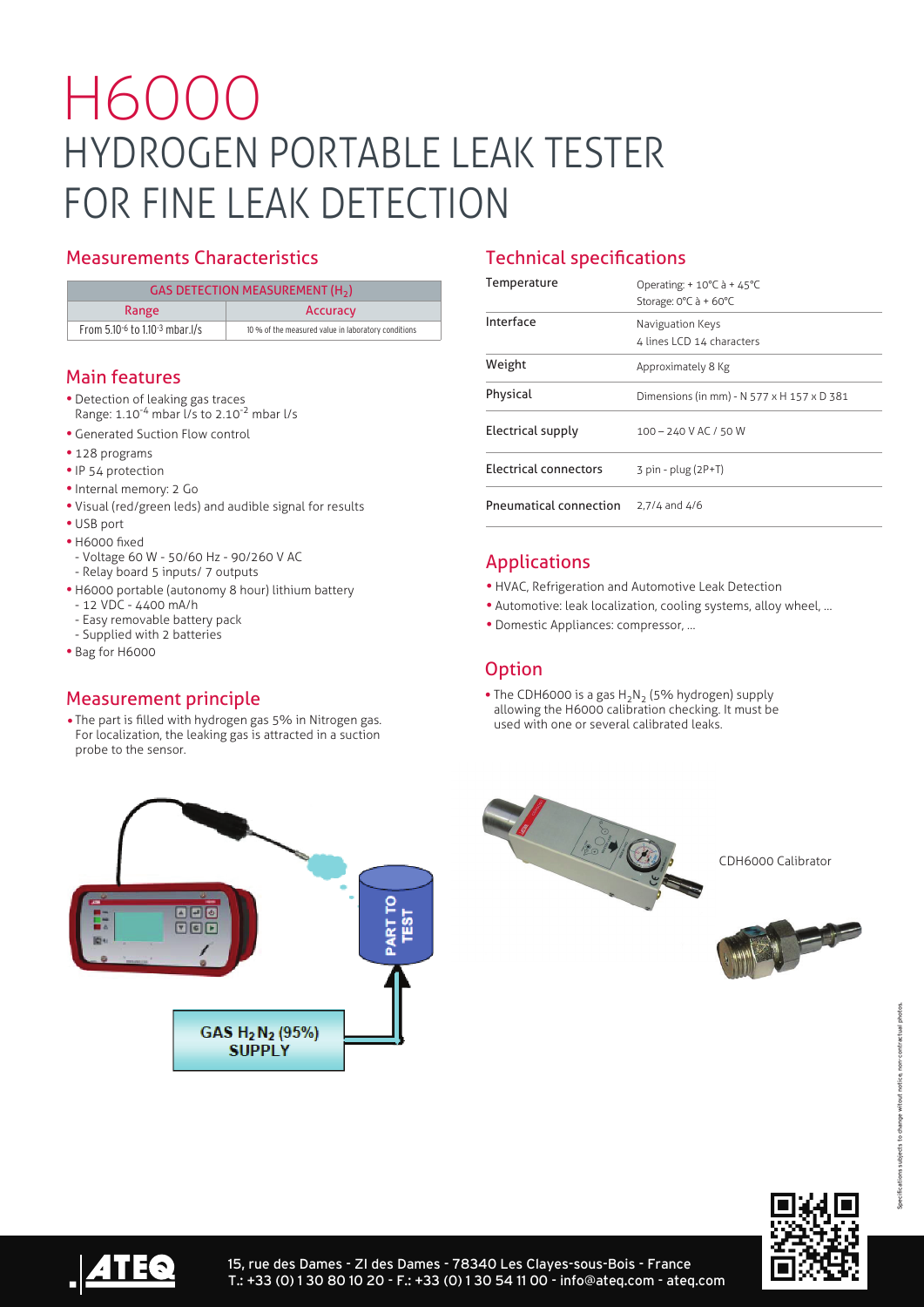# H6000

# HYDROGEN PORTABLE LEAK TESTER FOR FINE LEAK DETECTION

## Measurements Characteristics

| GAS DETECTION MEASUREMENT ($H_2$) | |
|---|---|
| Range | Accuracy |
| From $5.10^{-6}$ to $1.10^{-3}$ mbar.l/s | 10 % of the measured value in laboratory conditions |

## Main features

- Detection of leaking gas traces
  Range: $1.10^{-4}$ mbar l/s to $2.10^{-2}$ mbar l/s
- Generated Suction Flow control
- 128 programs
- IP 54 protection
- Internal memory: 2 Go
- Visual (red/green leds) and audible signal for results
- USB port
- H6000 fixed
  - Voltage 60 W - 50/60 Hz - 90/260 V AC
  - Relay board 5 inputs/ 7 outputs
- H6000 portable (autonomy 8 hour) lithium battery
  - 12 VDC - 4400 mA/h
  - Easy removable battery pack
  - Supplied with 2 batteries
- Bag for H6000

## Measurement principle

- The part is filled with hydrogen gas 5% in Nitrogen gas. For localization, the leaking gas is attracted in a suction probe to the sensor.

PART TO TEST

GAS $H_2N_2$ (95%) SUPPLY

## Technical specifications

| | |
|---|---|
| Temperature | Operating: + 10°C à + 45°C<br>Storage: 0°C à + 60°C |
| Interface | Navigation Keys<br>4 lines LCD 14 characters |
| Weight | Approximately 8 Kg |
| Physical | Dimensions (in mm) - N 577 x H 157 x D 381 |
| Electrical supply | 100 – 240 V AC / 50 W |
| Electrical connectors | 3 pin - plug (2P+T) |
| Pneumatical connection | 2,7/4 and 4/6 |

## Applications

- HVAC, Refrigeration and Automotive Leak Detection
- Automotive: leak localization, cooling systems, alloy wheel, ...
- Domestic Appliances: compressor, ...

## Option

- The CDH6000 is a gas $H_2N_2$ (5% hydrogen) supply allowing the H6000 calibration checking. It must be used with one or several calibrated leaks.

CDH6000 Calibrator

Specifications subjects to change without notice, non-contractual photos.

ATEQ

15, rue des Dames - ZI des Dames - 78340 Les Clayes-sous-Bois - France
T.: +33 (0) 1 30 80 10 20 - F.: +33 (0) 1 30 54 11 00 - info@ateq.com - ateq.com